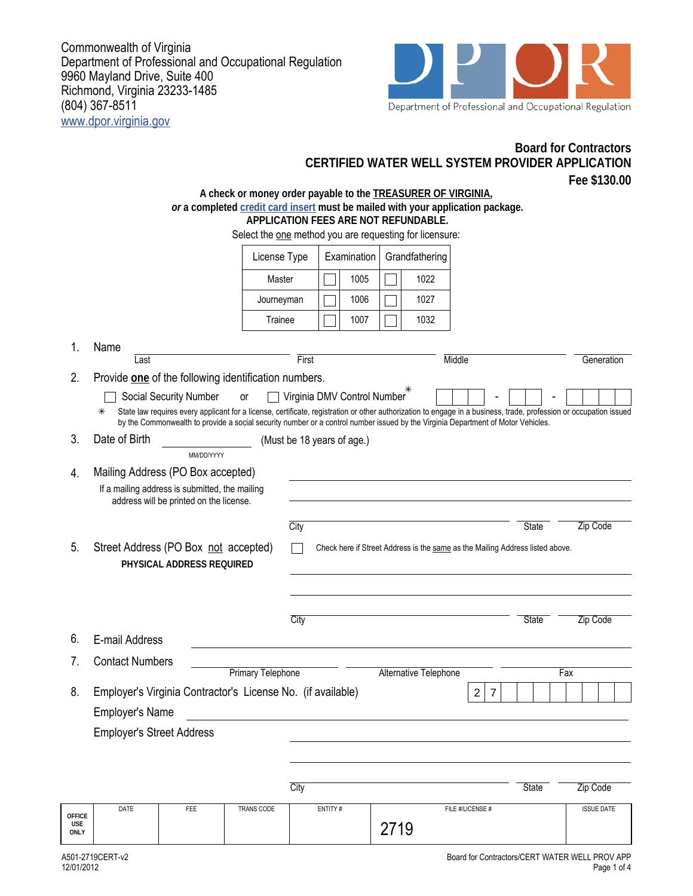Commonwealth of Virginia
Department of Professional and Occupational Regulation
9960 Mayland Drive, Suite 400
Richmond, Virginia 23233-1485
(804) 367-8511
www.dpor.virginia.gov

Department of Professional and Occupational Regulation

## Board for Contractors
## CERTIFIED WATER WELL SYSTEM PROVIDER APPLICATION
**Fee $130.00**

**A check or money order payable to the TREASURER OF VIRGINIA,**
***or*** **a completed credit card insert must be mailed with your application package.**
**APPLICATION FEES ARE NOT REFUNDABLE.**
Select the one method you are requesting for licensure:

| License Type | Examination | | Grandfathering | |
|---|---|---|---|---|
| Master | ☐ | 1005 | ☐ | 1022 |
| Journeyman | ☐ | 1006 | ☐ | 1027 |
| Trainee | ☐ | 1007 | ☐ | 1032 |

1. Name ______ Last ______ First ______ Middle ______ Generation

2. Provide **one** of the following identification numbers.
   ☐ Social Security Number or ☐ Virginia DMV Control Number* ___ - ___ - ___
   * State law requires every applicant for a license, certificate, registration or other authorization to engage in a business, trade, profession or occupation issued by the Commonwealth to provide a social security number or a control number issued by the Virginia Department of Motor Vehicles.

3. Date of Birth ______ MM/DD/YYYY (Must be 18 years of age.)

4. Mailing Address (PO Box accepted)
   If a mailing address is submitted, the mailing address will be printed on the license.
   ______
   ______
   City ______ State ______ Zip Code ______

5. Street Address (PO Box not accepted)
   **PHYSICAL ADDRESS REQUIRED**
   ☐ Check here if Street Address is the same as the Mailing Address listed above.
   ______
   ______
   City ______ State ______ Zip Code ______

6. E-mail Address ______

7. Contact Numbers ______ Primary Telephone ______ Alternative Telephone ______ Fax

8. Employer's Virginia Contractor's License No. (if available) 2 7 ___
   Employer's Name ______
   Employer's Street Address ______
   ______
   City ______ State ______ Zip Code ______

| OFFICE USE ONLY | DATE | FEE | TRANS CODE | ENTITY # | FILE #/LICENSE # | ISSUE DATE |
|---|---|---|---|---|---|---|
| | | | | | 2719 | |

A501-2719CERT-v2
12/01/2012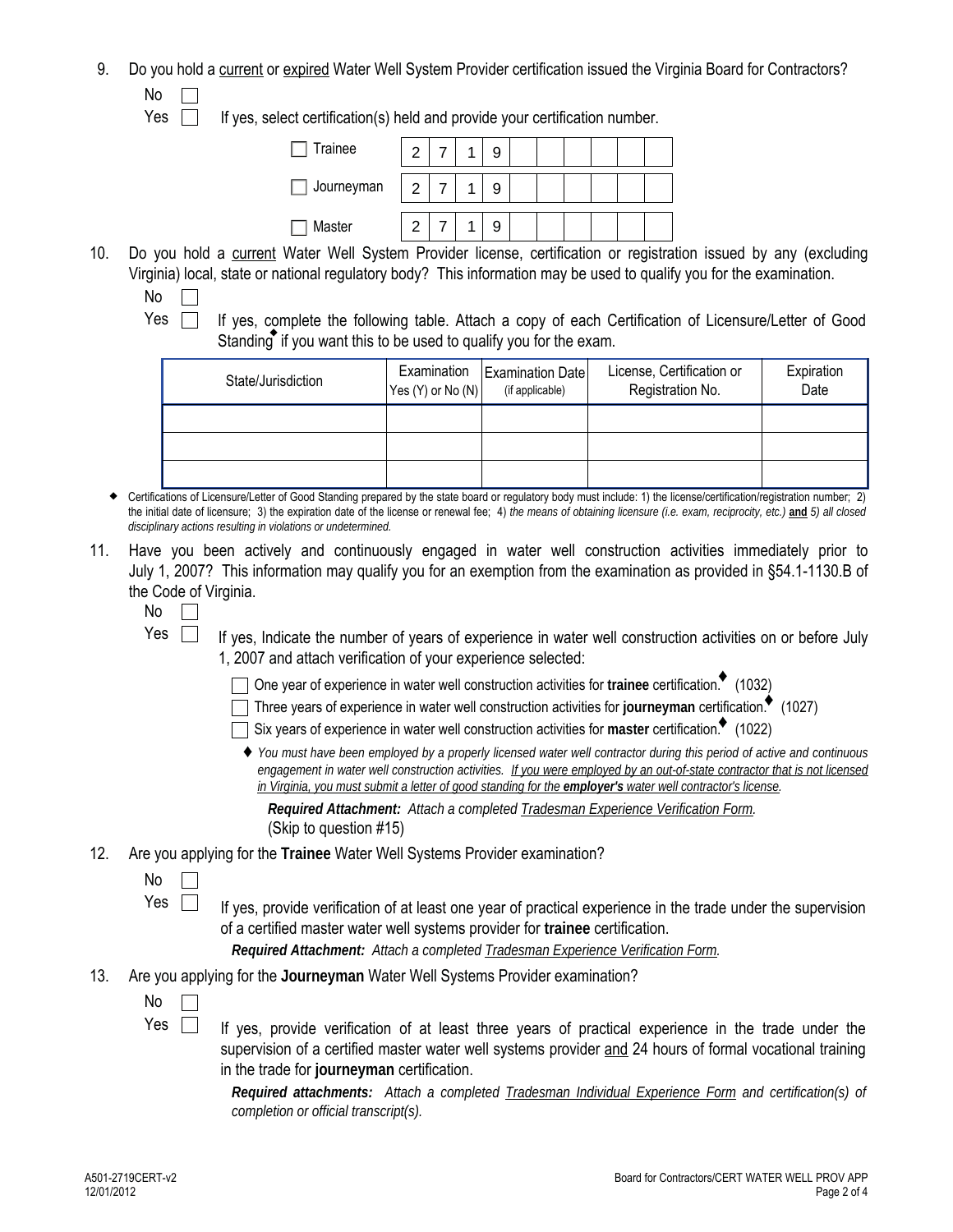9. Do you hold a current or expired Water Well System Provider certification issued the Virginia Board for Contractors?

   ☐ No
   ☐ Yes  If yes, select certification(s) held and provide your certification number.

| | | | | | | | | | | | |
|---|---|---|---|---|---|---|---|---|---|---|---|
| ☐ Trainee | 2 | 7 | 1 | 9 | | | | | | | |
| ☐ Journeyman | 2 | 7 | 1 | 9 | | | | | | | |
| ☐ Master | 2 | 7 | 1 | 9 | | | | | | | |

10. Do you hold a current Water Well System Provider license, certification or registration issued by any (excluding Virginia) local, state or national regulatory body? This information may be used to qualify you for the examination.

    ☐ No
    ☐ Yes  If yes, complete the following table. Attach a copy of each Certification of Licensure/Letter of Good Standing♦ if you want this to be used to qualify you for the exam.

| State/Jurisdiction | Examination Yes (Y) or No (N) | Examination Date (if applicable) | License, Certification or Registration No. | Expiration Date |
|---|---|---|---|---|
| | | | | |
| | | | | |
| | | | | |

♦ Certifications of Licensure/Letter of Good Standing prepared by the state board or regulatory body must include: 1) the license/certification/registration number; 2) the initial date of licensure; 3) the expiration date of the license or renewal fee; 4) *the means of obtaining licensure (i.e. exam, reciprocity, etc.)* **and** *5) all closed disciplinary actions resulting in violations or undetermined.*

11. Have you been actively and continuously engaged in water well construction activities immediately prior to July 1, 2007? This information may qualify you for an exemption from the examination as provided in §54.1-1130.B of the Code of Virginia.

    ☐ No
    ☐ Yes  If yes, Indicate the number of years of experience in water well construction activities on or before July 1, 2007 and attach verification of your experience selected:

    ☐ One year of experience in water well construction activities for **trainee** certification.♦ (1032)
    ☐ Three years of experience in water well construction activities for **journeyman** certification.♦ (1027)
    ☐ Six years of experience in water well construction activities for **master** certification.♦ (1022)

    ♦ *You must have been employed by a properly licensed water well contractor during this period of active and continuous engagement in water well construction activities. If you were employed by an out-of-state contractor that is not licensed in Virginia, you must submit a letter of good standing for the **employer's** water well contractor's license.*

    ***Required Attachment:*** *Attach a completed Tradesman Experience Verification Form.*
    (Skip to question #15)

12. Are you applying for the **Trainee** Water Well Systems Provider examination?

    ☐ No
    ☐ Yes  If yes, provide verification of at least one year of practical experience in the trade under the supervision of a certified master water well systems provider for **trainee** certification.

    ***Required Attachment:*** *Attach a completed Tradesman Experience Verification Form.*

13. Are you applying for the **Journeyman** Water Well Systems Provider examination?

    ☐ No
    ☐ Yes  If yes, provide verification of at least three years of practical experience in the trade under the supervision of a certified master water well systems provider and 24 hours of formal vocational training in the trade for **journeyman** certification.

    ***Required attachments:*** *Attach a completed Tradesman Individual Experience Form and certification(s) of completion or official transcript(s).*

A501-2719CERT-v2
12/01/2012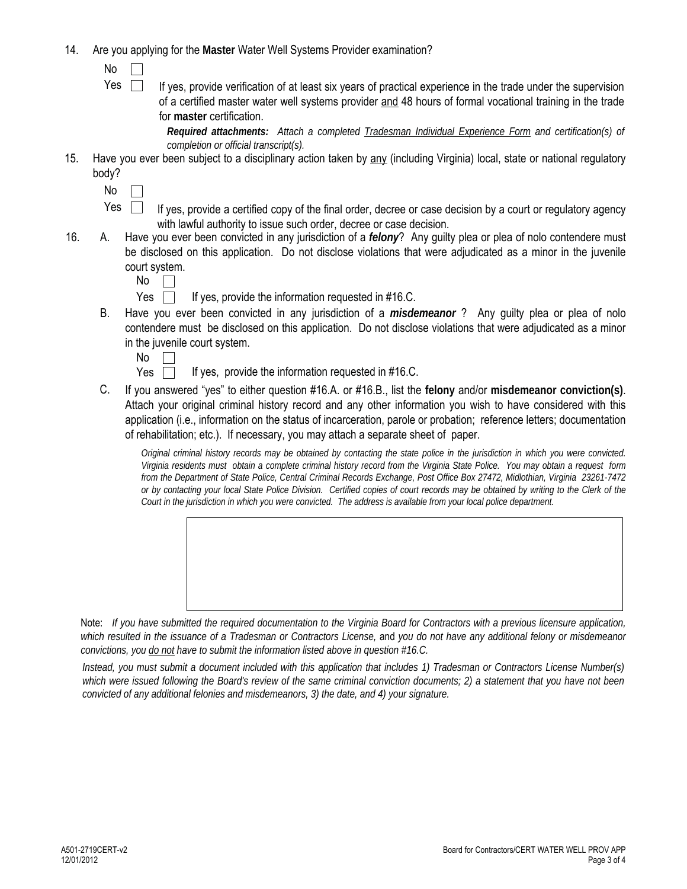14. Are you applying for the **Master** Water Well Systems Provider examination?

    No ☐

    Yes ☐ If yes, provide verification of at least six years of practical experience in the trade under the supervision of a certified master water well systems provider and 48 hours of formal vocational training in the trade for **master** certification.

    ***Required attachments:*** *Attach a completed Tradesman Individual Experience Form and certification(s) of completion or official transcript(s).*

15. Have you ever been subject to a disciplinary action taken by any (including Virginia) local, state or national regulatory body?

    No ☐

    Yes ☐ If yes, provide a certified copy of the final order, decree or case decision by a court or regulatory agency with lawful authority to issue such order, decree or case decision.

16. A. Have you ever been convicted in any jurisdiction of a ***felony***? Any guilty plea or plea of nolo contendere must be disclosed on this application. Do not disclose violations that were adjudicated as a minor in the juvenile court system.

    No ☐

    Yes ☐ If yes, provide the information requested in #16.C.

    B. Have you ever been convicted in any jurisdiction of a ***misdemeanor*** ? Any guilty plea or plea of nolo contendere must be disclosed on this application. Do not disclose violations that were adjudicated as a minor in the juvenile court system.

    No ☐

    Yes ☐ If yes, provide the information requested in #16.C.

    C. If you answered "yes" to either question #16.A. or #16.B., list the **felony** and/or **misdemeanor conviction(s)**. Attach your original criminal history record and any other information you wish to have considered with this application (i.e., information on the status of incarceration, parole or probation; reference letters; documentation of rehabilitation; etc.). If necessary, you may attach a separate sheet of paper.

    *Original criminal history records may be obtained by contacting the state police in the jurisdiction in which you were convicted. Virginia residents must obtain a complete criminal history record from the Virginia State Police. You may obtain a request form from the Department of State Police, Central Criminal Records Exchange, Post Office Box 27472, Midlothian, Virginia 23261-7472 or by contacting your local State Police Division. Certified copies of court records may be obtained by writing to the Clerk of the Court in the jurisdiction in which you were convicted. The address is available from your local police department.*

Note: *If you have submitted the required documentation to the Virginia Board for Contractors with a previous licensure application, which resulted in the issuance of a Tradesman or Contractors License,* and *you do not have any additional felony or misdemeanor convictions, you do not have to submit the information listed above in question #16.C.*

*Instead, you must submit a document included with this application that includes 1) Tradesman or Contractors License Number(s) which were issued following the Board's review of the same criminal conviction documents; 2) a statement that you have not been convicted of any additional felonies and misdemeanors, 3) the date, and 4) your signature.*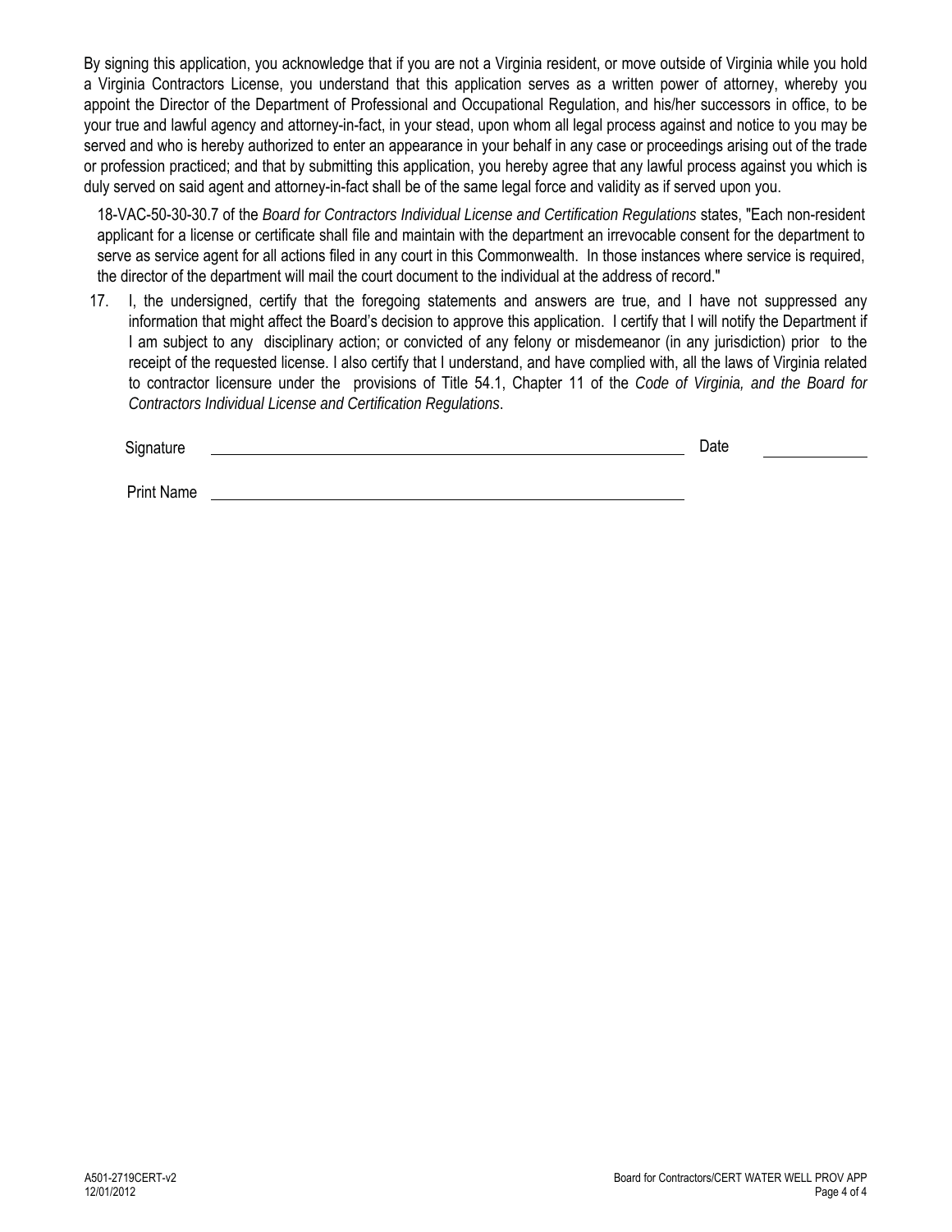By signing this application, you acknowledge that if you are not a Virginia resident, or move outside of Virginia while you hold a Virginia Contractors License, you understand that this application serves as a written power of attorney, whereby you appoint the Director of the Department of Professional and Occupational Regulation, and his/her successors in office, to be your true and lawful agency and attorney-in-fact, in your stead, upon whom all legal process against and notice to you may be served and who is hereby authorized to enter an appearance in your behalf in any case or proceedings arising out of the trade or profession practiced; and that by submitting this application, you hereby agree that any lawful process against you which is duly served on said agent and attorney-in-fact shall be of the same legal force and validity as if served upon you.

18-VAC-50-30-30.7 of the *Board for Contractors Individual License and Certification Regulations* states, "Each non-resident applicant for a license or certificate shall file and maintain with the department an irrevocable consent for the department to serve as service agent for all actions filed in any court in this Commonwealth. In those instances where service is required, the director of the department will mail the court document to the individual at the address of record."

17. I, the undersigned, certify that the foregoing statements and answers are true, and I have not suppressed any information that might affect the Board's decision to approve this application. I certify that I will notify the Department if I am subject to any disciplinary action; or convicted of any felony or misdemeanor (in any jurisdiction) prior to the receipt of the requested license. I also certify that I understand, and have complied with, all the laws of Virginia related to contractor licensure under the provisions of Title 54.1, Chapter 11 of the *Code of Virginia, and the Board for Contractors Individual License and Certification Regulations*.

Signature ______________________________ Date ____________

Print Name ______________________________

A501-2719CERT-v2
12/01/2012

Board for Contractors/CERT WATER WELL PROV APP